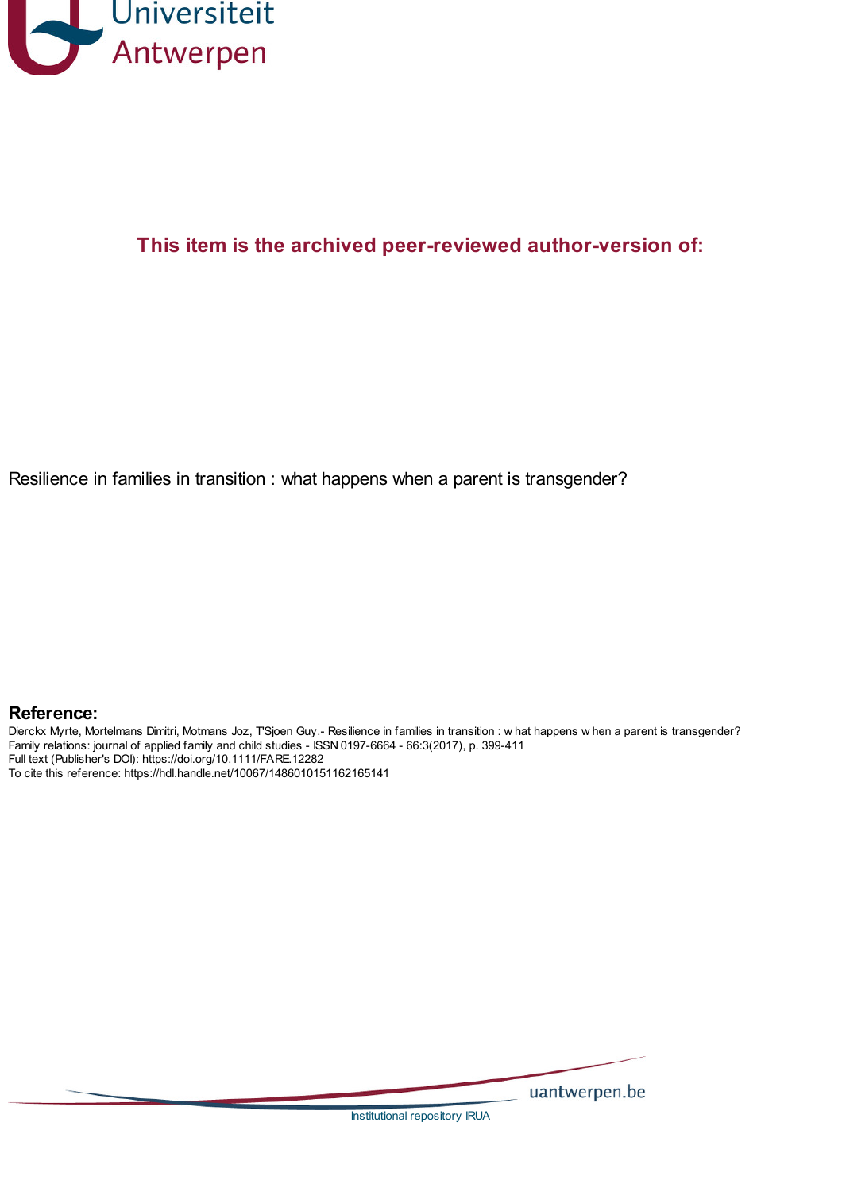Universiteit Antwerpen

**This item is the archived peer-reviewed author-version of:**

Resilience in families in transition : what happens when a parent is transgender?

## Reference:

Dierckx Myrte, Mortelmans Dimitri, Motmans Joz, T'Sjoen Guy.- Resilience in families in transition : w hat happens w hen a parent is transgender?
Family relations: journal of applied family and child studies - ISSN 0197-6664 - 66:3(2017), p. 399-411
Full text (Publisher's DOI): https://doi.org/10.1111/FARE.12282
To cite this reference: https://hdl.handle.net/10067/1486010151162165141

uantwerpen.be

Institutional repository IRUA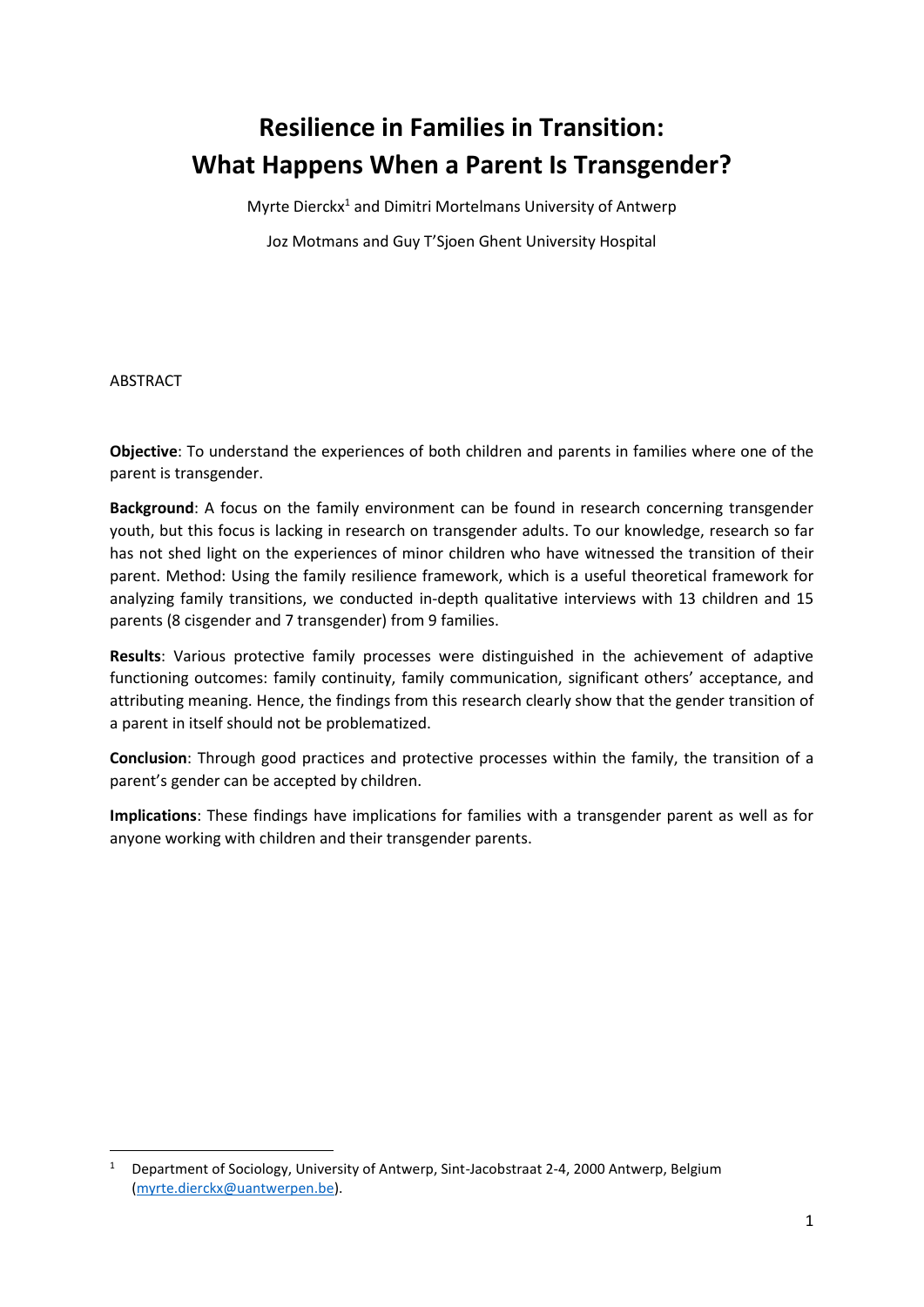# Resilience in Families in Transition: What Happens When a Parent Is Transgender?

Myrte Dierckx[1] and Dimitri Mortelmans University of Antwerp

Joz Motmans and Guy T'Sjoen Ghent University Hospital

ABSTRACT

**Objective**: To understand the experiences of both children and parents in families where one of the parent is transgender.

**Background**: A focus on the family environment can be found in research concerning transgender youth, but this focus is lacking in research on transgender adults. To our knowledge, research so far has not shed light on the experiences of minor children who have witnessed the transition of their parent. Method: Using the family resilience framework, which is a useful theoretical framework for analyzing family transitions, we conducted in-depth qualitative interviews with 13 children and 15 parents (8 cisgender and 7 transgender) from 9 families.

**Results**: Various protective family processes were distinguished in the achievement of adaptive functioning outcomes: family continuity, family communication, significant others' acceptance, and attributing meaning. Hence, the findings from this research clearly show that the gender transition of a parent in itself should not be problematized.

**Conclusion**: Through good practices and protective processes within the family, the transition of a parent's gender can be accepted by children.

**Implications**: These findings have implications for families with a transgender parent as well as for anyone working with children and their transgender parents.

[1] Department of Sociology, University of Antwerp, Sint-Jacobstraat 2-4, 2000 Antwerp, Belgium (myrte.dierckx@uantwerpen.be).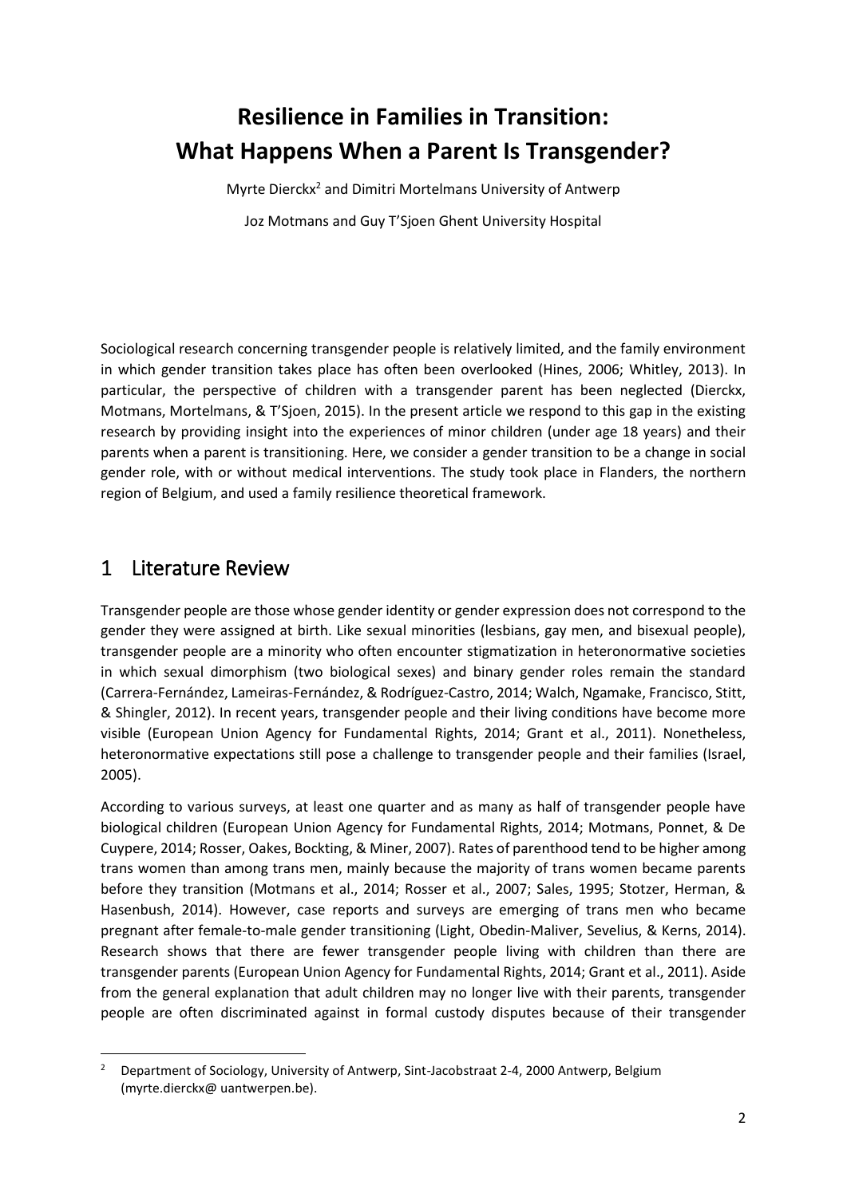# Resilience in Families in Transition: What Happens When a Parent Is Transgender?

Myrte Dierckx[2] and Dimitri Mortelmans University of Antwerp

Joz Motmans and Guy T'Sjoen Ghent University Hospital

Sociological research concerning transgender people is relatively limited, and the family environment in which gender transition takes place has often been overlooked (Hines, 2006; Whitley, 2013). In particular, the perspective of children with a transgender parent has been neglected (Dierckx, Motmans, Mortelmans, & T'Sjoen, 2015). In the present article we respond to this gap in the existing research by providing insight into the experiences of minor children (under age 18 years) and their parents when a parent is transitioning. Here, we consider a gender transition to be a change in social gender role, with or without medical interventions. The study took place in Flanders, the northern region of Belgium, and used a family resilience theoretical framework.

## 1 Literature Review

Transgender people are those whose gender identity or gender expression does not correspond to the gender they were assigned at birth. Like sexual minorities (lesbians, gay men, and bisexual people), transgender people are a minority who often encounter stigmatization in heteronormative societies in which sexual dimorphism (two biological sexes) and binary gender roles remain the standard (Carrera-Fernández, Lameiras-Fernández, & Rodríguez-Castro, 2014; Walch, Ngamake, Francisco, Stitt, & Shingler, 2012). In recent years, transgender people and their living conditions have become more visible (European Union Agency for Fundamental Rights, 2014; Grant et al., 2011). Nonetheless, heteronormative expectations still pose a challenge to transgender people and their families (Israel, 2005).

According to various surveys, at least one quarter and as many as half of transgender people have biological children (European Union Agency for Fundamental Rights, 2014; Motmans, Ponnet, & De Cuypere, 2014; Rosser, Oakes, Bockting, & Miner, 2007). Rates of parenthood tend to be higher among trans women than among trans men, mainly because the majority of trans women became parents before they transition (Motmans et al., 2014; Rosser et al., 2007; Sales, 1995; Stotzer, Herman, & Hasenbush, 2014). However, case reports and surveys are emerging of trans men who became pregnant after female-to-male gender transitioning (Light, Obedin-Maliver, Sevelius, & Kerns, 2014). Research shows that there are fewer transgender people living with children than there are transgender parents (European Union Agency for Fundamental Rights, 2014; Grant et al., 2011). Aside from the general explanation that adult children may no longer live with their parents, transgender people are often discriminated against in formal custody disputes because of their transgender

[2] Department of Sociology, University of Antwerp, Sint-Jacobstraat 2-4, 2000 Antwerp, Belgium (myrte.dierckx@ uantwerpen.be).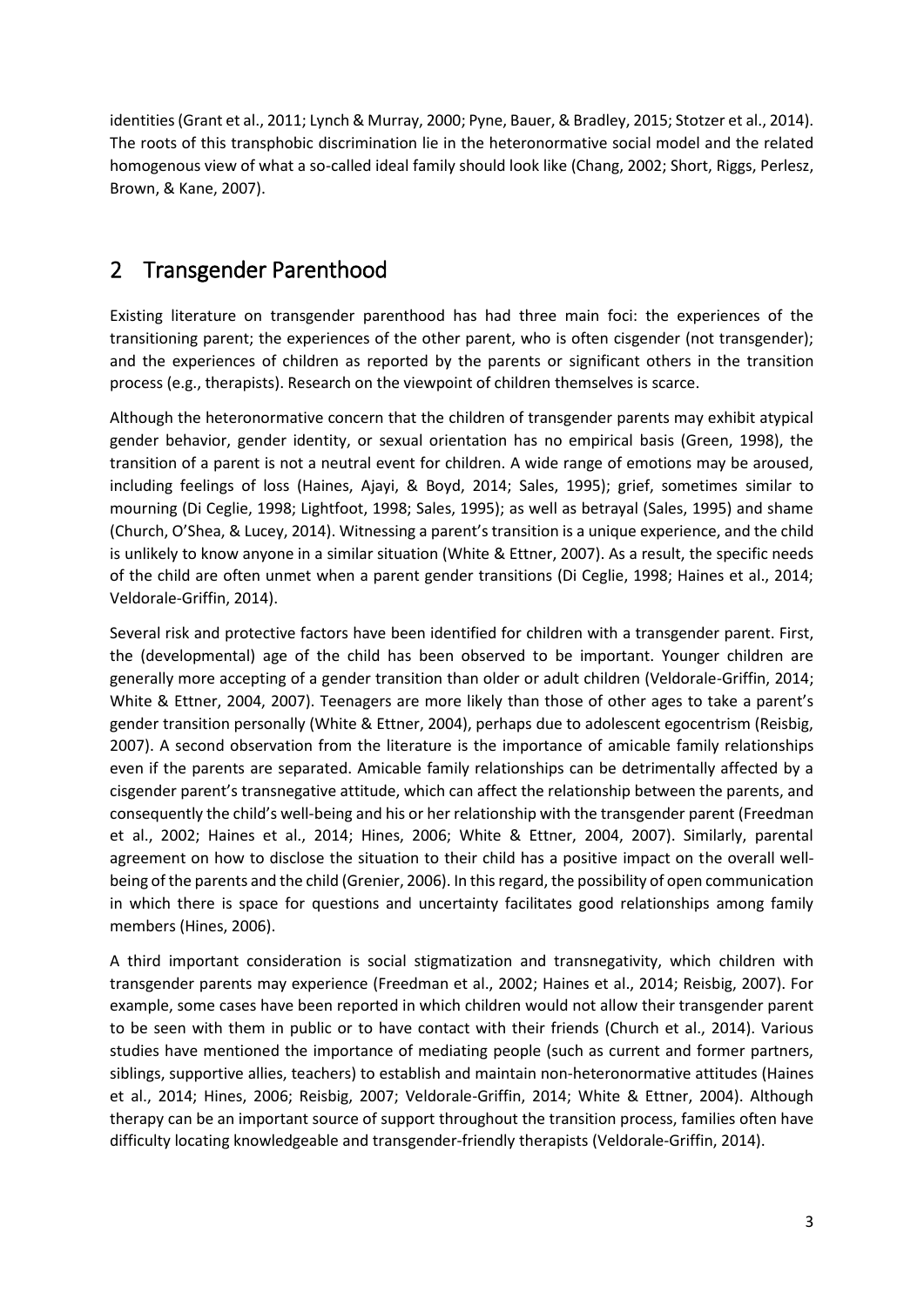identities (Grant et al., 2011; Lynch & Murray, 2000; Pyne, Bauer, & Bradley, 2015; Stotzer et al., 2014). The roots of this transphobic discrimination lie in the heteronormative social model and the related homogenous view of what a so-called ideal family should look like (Chang, 2002; Short, Riggs, Perlesz, Brown, & Kane, 2007).

## 2 Transgender Parenthood

Existing literature on transgender parenthood has had three main foci: the experiences of the transitioning parent; the experiences of the other parent, who is often cisgender (not transgender); and the experiences of children as reported by the parents or significant others in the transition process (e.g., therapists). Research on the viewpoint of children themselves is scarce.

Although the heteronormative concern that the children of transgender parents may exhibit atypical gender behavior, gender identity, or sexual orientation has no empirical basis (Green, 1998), the transition of a parent is not a neutral event for children. A wide range of emotions may be aroused, including feelings of loss (Haines, Ajayi, & Boyd, 2014; Sales, 1995); grief, sometimes similar to mourning (Di Ceglie, 1998; Lightfoot, 1998; Sales, 1995); as well as betrayal (Sales, 1995) and shame (Church, O'Shea, & Lucey, 2014). Witnessing a parent's transition is a unique experience, and the child is unlikely to know anyone in a similar situation (White & Ettner, 2007). As a result, the specific needs of the child are often unmet when a parent gender transitions (Di Ceglie, 1998; Haines et al., 2014; Veldorale-Griffin, 2014).

Several risk and protective factors have been identified for children with a transgender parent. First, the (developmental) age of the child has been observed to be important. Younger children are generally more accepting of a gender transition than older or adult children (Veldorale-Griffin, 2014; White & Ettner, 2004, 2007). Teenagers are more likely than those of other ages to take a parent's gender transition personally (White & Ettner, 2004), perhaps due to adolescent egocentrism (Reisbig, 2007). A second observation from the literature is the importance of amicable family relationships even if the parents are separated. Amicable family relationships can be detrimentally affected by a cisgender parent's transnegative attitude, which can affect the relationship between the parents, and consequently the child's well-being and his or her relationship with the transgender parent (Freedman et al., 2002; Haines et al., 2014; Hines, 2006; White & Ettner, 2004, 2007). Similarly, parental agreement on how to disclose the situation to their child has a positive impact on the overall well-being of the parents and the child (Grenier, 2006). In this regard, the possibility of open communication in which there is space for questions and uncertainty facilitates good relationships among family members (Hines, 2006).

A third important consideration is social stigmatization and transnegativity, which children with transgender parents may experience (Freedman et al., 2002; Haines et al., 2014; Reisbig, 2007). For example, some cases have been reported in which children would not allow their transgender parent to be seen with them in public or to have contact with their friends (Church et al., 2014). Various studies have mentioned the importance of mediating people (such as current and former partners, siblings, supportive allies, teachers) to establish and maintain non-heteronormative attitudes (Haines et al., 2014; Hines, 2006; Reisbig, 2007; Veldorale-Griffin, 2014; White & Ettner, 2004). Although therapy can be an important source of support throughout the transition process, families often have difficulty locating knowledgeable and transgender-friendly therapists (Veldorale-Griffin, 2014).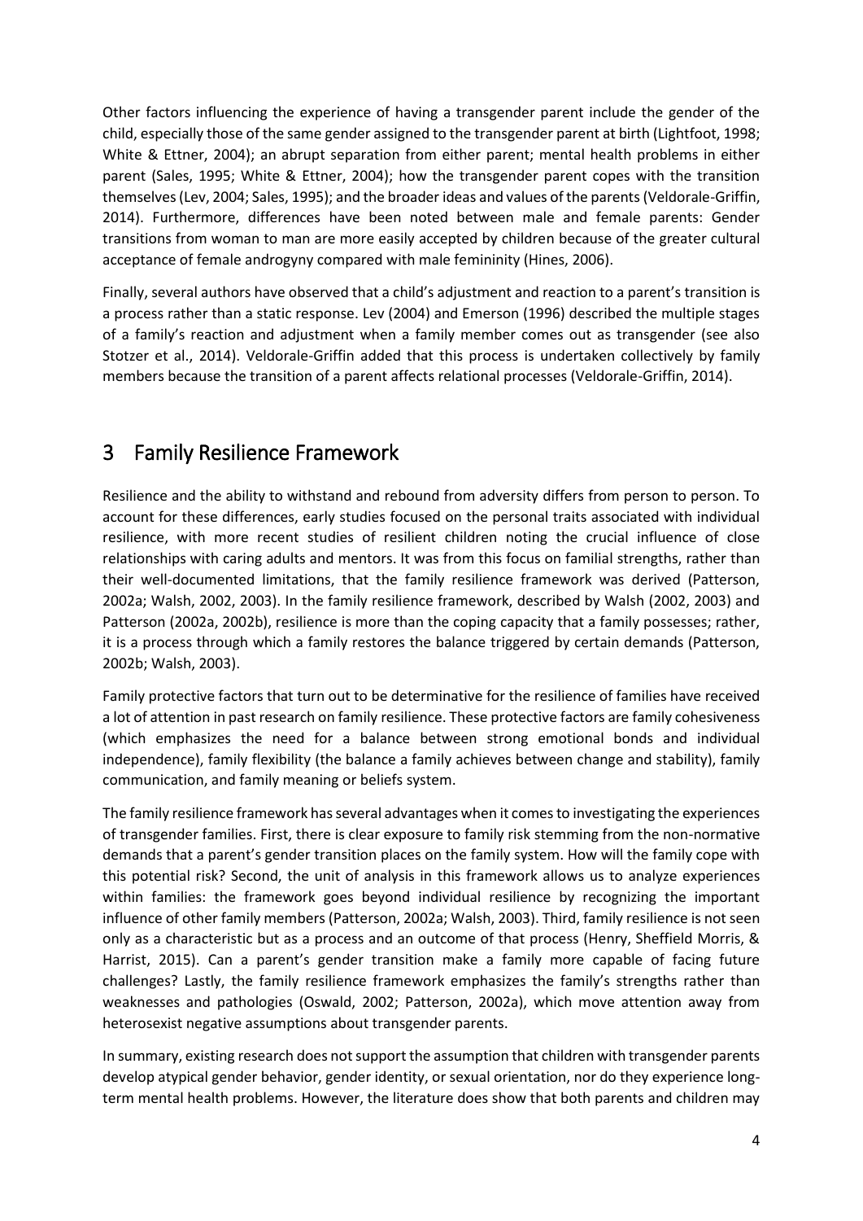Other factors influencing the experience of having a transgender parent include the gender of the child, especially those of the same gender assigned to the transgender parent at birth (Lightfoot, 1998; White & Ettner, 2004); an abrupt separation from either parent; mental health problems in either parent (Sales, 1995; White & Ettner, 2004); how the transgender parent copes with the transition themselves (Lev, 2004; Sales, 1995); and the broader ideas and values of the parents (Veldorale-Griffin, 2014). Furthermore, differences have been noted between male and female parents: Gender transitions from woman to man are more easily accepted by children because of the greater cultural acceptance of female androgyny compared with male femininity (Hines, 2006).

Finally, several authors have observed that a child's adjustment and reaction to a parent's transition is a process rather than a static response. Lev (2004) and Emerson (1996) described the multiple stages of a family's reaction and adjustment when a family member comes out as transgender (see also Stotzer et al., 2014). Veldorale-Griffin added that this process is undertaken collectively by family members because the transition of a parent affects relational processes (Veldorale-Griffin, 2014).

# 3 Family Resilience Framework

Resilience and the ability to withstand and rebound from adversity differs from person to person. To account for these differences, early studies focused on the personal traits associated with individual resilience, with more recent studies of resilient children noting the crucial influence of close relationships with caring adults and mentors. It was from this focus on familial strengths, rather than their well-documented limitations, that the family resilience framework was derived (Patterson, 2002a; Walsh, 2002, 2003). In the family resilience framework, described by Walsh (2002, 2003) and Patterson (2002a, 2002b), resilience is more than the coping capacity that a family possesses; rather, it is a process through which a family restores the balance triggered by certain demands (Patterson, 2002b; Walsh, 2003).

Family protective factors that turn out to be determinative for the resilience of families have received a lot of attention in past research on family resilience. These protective factors are family cohesiveness (which emphasizes the need for a balance between strong emotional bonds and individual independence), family flexibility (the balance a family achieves between change and stability), family communication, and family meaning or beliefs system.

The family resilience framework has several advantages when it comes to investigating the experiences of transgender families. First, there is clear exposure to family risk stemming from the non-normative demands that a parent's gender transition places on the family system. How will the family cope with this potential risk? Second, the unit of analysis in this framework allows us to analyze experiences within families: the framework goes beyond individual resilience by recognizing the important influence of other family members (Patterson, 2002a; Walsh, 2003). Third, family resilience is not seen only as a characteristic but as a process and an outcome of that process (Henry, Sheffield Morris, & Harrist, 2015). Can a parent's gender transition make a family more capable of facing future challenges? Lastly, the family resilience framework emphasizes the family's strengths rather than weaknesses and pathologies (Oswald, 2002; Patterson, 2002a), which move attention away from heterosexist negative assumptions about transgender parents.

In summary, existing research does not support the assumption that children with transgender parents develop atypical gender behavior, gender identity, or sexual orientation, nor do they experience long-term mental health problems. However, the literature does show that both parents and children may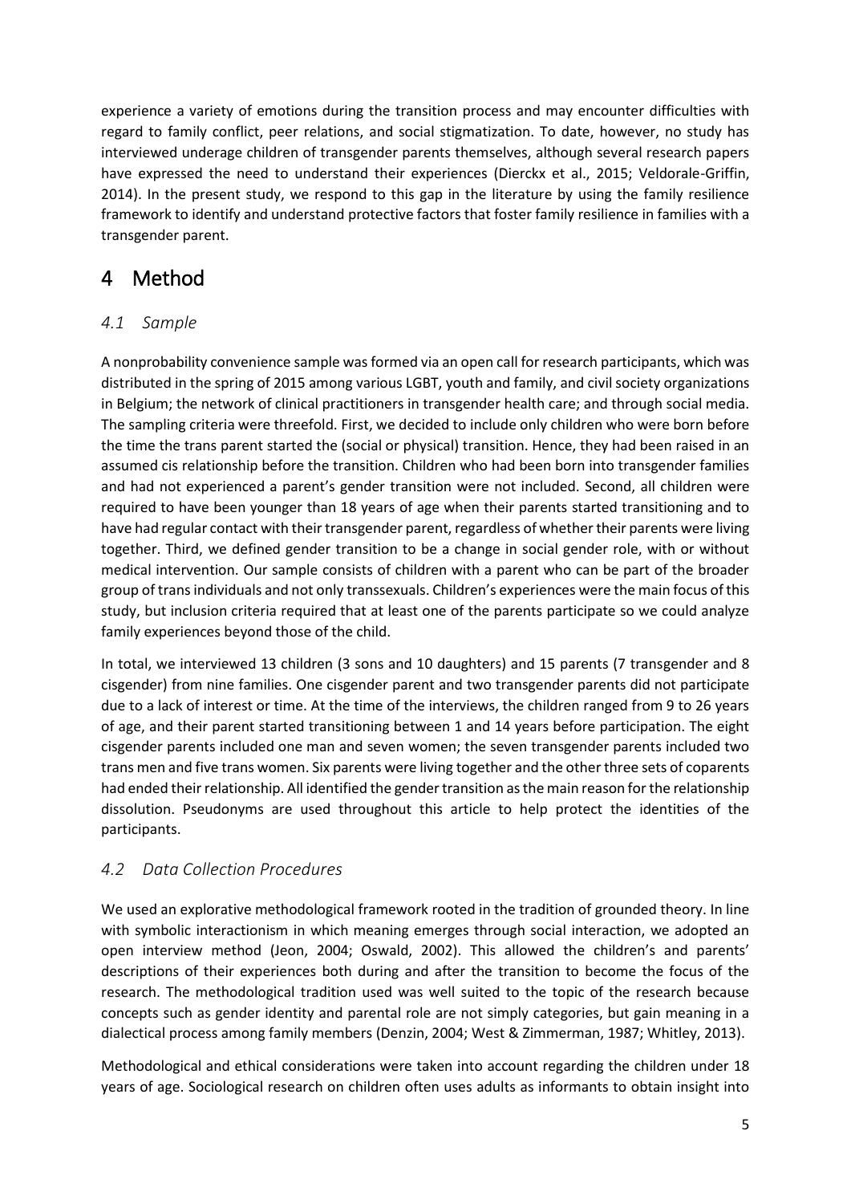experience a variety of emotions during the transition process and may encounter difficulties with regard to family conflict, peer relations, and social stigmatization. To date, however, no study has interviewed underage children of transgender parents themselves, although several research papers have expressed the need to understand their experiences (Dierckx et al., 2015; Veldorale-Griffin, 2014). In the present study, we respond to this gap in the literature by using the family resilience framework to identify and understand protective factors that foster family resilience in families with a transgender parent.

# 4 Method

## *4.1 Sample*

A nonprobability convenience sample was formed via an open call for research participants, which was distributed in the spring of 2015 among various LGBT, youth and family, and civil society organizations in Belgium; the network of clinical practitioners in transgender health care; and through social media. The sampling criteria were threefold. First, we decided to include only children who were born before the time the trans parent started the (social or physical) transition. Hence, they had been raised in an assumed cis relationship before the transition. Children who had been born into transgender families and had not experienced a parent's gender transition were not included. Second, all children were required to have been younger than 18 years of age when their parents started transitioning and to have had regular contact with their transgender parent, regardless of whether their parents were living together. Third, we defined gender transition to be a change in social gender role, with or without medical intervention. Our sample consists of children with a parent who can be part of the broader group of trans individuals and not only transsexuals. Children's experiences were the main focus of this study, but inclusion criteria required that at least one of the parents participate so we could analyze family experiences beyond those of the child.

In total, we interviewed 13 children (3 sons and 10 daughters) and 15 parents (7 transgender and 8 cisgender) from nine families. One cisgender parent and two transgender parents did not participate due to a lack of interest or time. At the time of the interviews, the children ranged from 9 to 26 years of age, and their parent started transitioning between 1 and 14 years before participation. The eight cisgender parents included one man and seven women; the seven transgender parents included two trans men and five trans women. Six parents were living together and the other three sets of coparents had ended their relationship. All identified the gender transition as the main reason for the relationship dissolution. Pseudonyms are used throughout this article to help protect the identities of the participants.

## *4.2 Data Collection Procedures*

We used an explorative methodological framework rooted in the tradition of grounded theory. In line with symbolic interactionism in which meaning emerges through social interaction, we adopted an open interview method (Jeon, 2004; Oswald, 2002). This allowed the children's and parents' descriptions of their experiences both during and after the transition to become the focus of the research. The methodological tradition used was well suited to the topic of the research because concepts such as gender identity and parental role are not simply categories, but gain meaning in a dialectical process among family members (Denzin, 2004; West & Zimmerman, 1987; Whitley, 2013).

Methodological and ethical considerations were taken into account regarding the children under 18 years of age. Sociological research on children often uses adults as informants to obtain insight into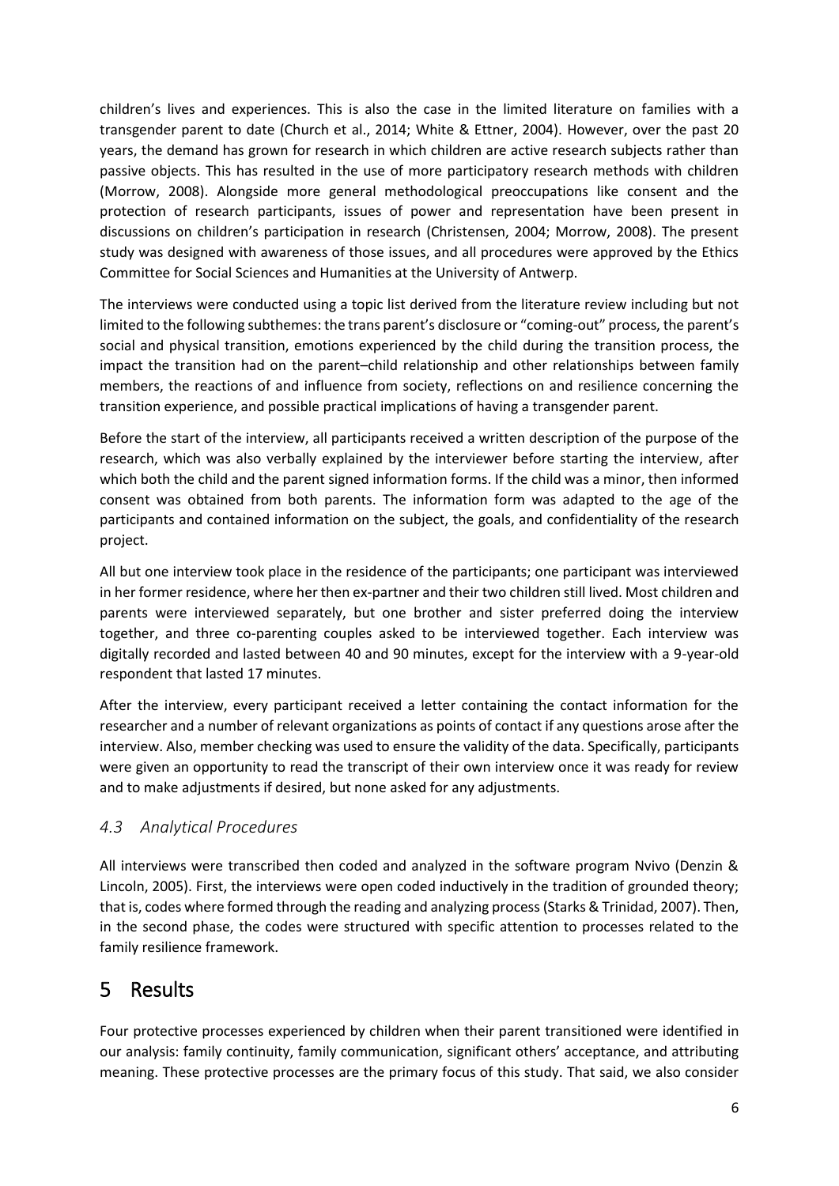children's lives and experiences. This is also the case in the limited literature on families with a transgender parent to date (Church et al., 2014; White & Ettner, 2004). However, over the past 20 years, the demand has grown for research in which children are active research subjects rather than passive objects. This has resulted in the use of more participatory research methods with children (Morrow, 2008). Alongside more general methodological preoccupations like consent and the protection of research participants, issues of power and representation have been present in discussions on children's participation in research (Christensen, 2004; Morrow, 2008). The present study was designed with awareness of those issues, and all procedures were approved by the Ethics Committee for Social Sciences and Humanities at the University of Antwerp.

The interviews were conducted using a topic list derived from the literature review including but not limited to the following subthemes: the trans parent's disclosure or "coming-out" process, the parent's social and physical transition, emotions experienced by the child during the transition process, the impact the transition had on the parent–child relationship and other relationships between family members, the reactions of and influence from society, reflections on and resilience concerning the transition experience, and possible practical implications of having a transgender parent.

Before the start of the interview, all participants received a written description of the purpose of the research, which was also verbally explained by the interviewer before starting the interview, after which both the child and the parent signed information forms. If the child was a minor, then informed consent was obtained from both parents. The information form was adapted to the age of the participants and contained information on the subject, the goals, and confidentiality of the research project.

All but one interview took place in the residence of the participants; one participant was interviewed in her former residence, where her then ex-partner and their two children still lived. Most children and parents were interviewed separately, but one brother and sister preferred doing the interview together, and three co-parenting couples asked to be interviewed together. Each interview was digitally recorded and lasted between 40 and 90 minutes, except for the interview with a 9-year-old respondent that lasted 17 minutes.

After the interview, every participant received a letter containing the contact information for the researcher and a number of relevant organizations as points of contact if any questions arose after the interview. Also, member checking was used to ensure the validity of the data. Specifically, participants were given an opportunity to read the transcript of their own interview once it was ready for review and to make adjustments if desired, but none asked for any adjustments.

### *4.3 Analytical Procedures*

All interviews were transcribed then coded and analyzed in the software program Nvivo (Denzin & Lincoln, 2005). First, the interviews were open coded inductively in the tradition of grounded theory; that is, codes where formed through the reading and analyzing process (Starks & Trinidad, 2007). Then, in the second phase, the codes were structured with specific attention to processes related to the family resilience framework.

## 5 Results

Four protective processes experienced by children when their parent transitioned were identified in our analysis: family continuity, family communication, significant others' acceptance, and attributing meaning. These protective processes are the primary focus of this study. That said, we also consider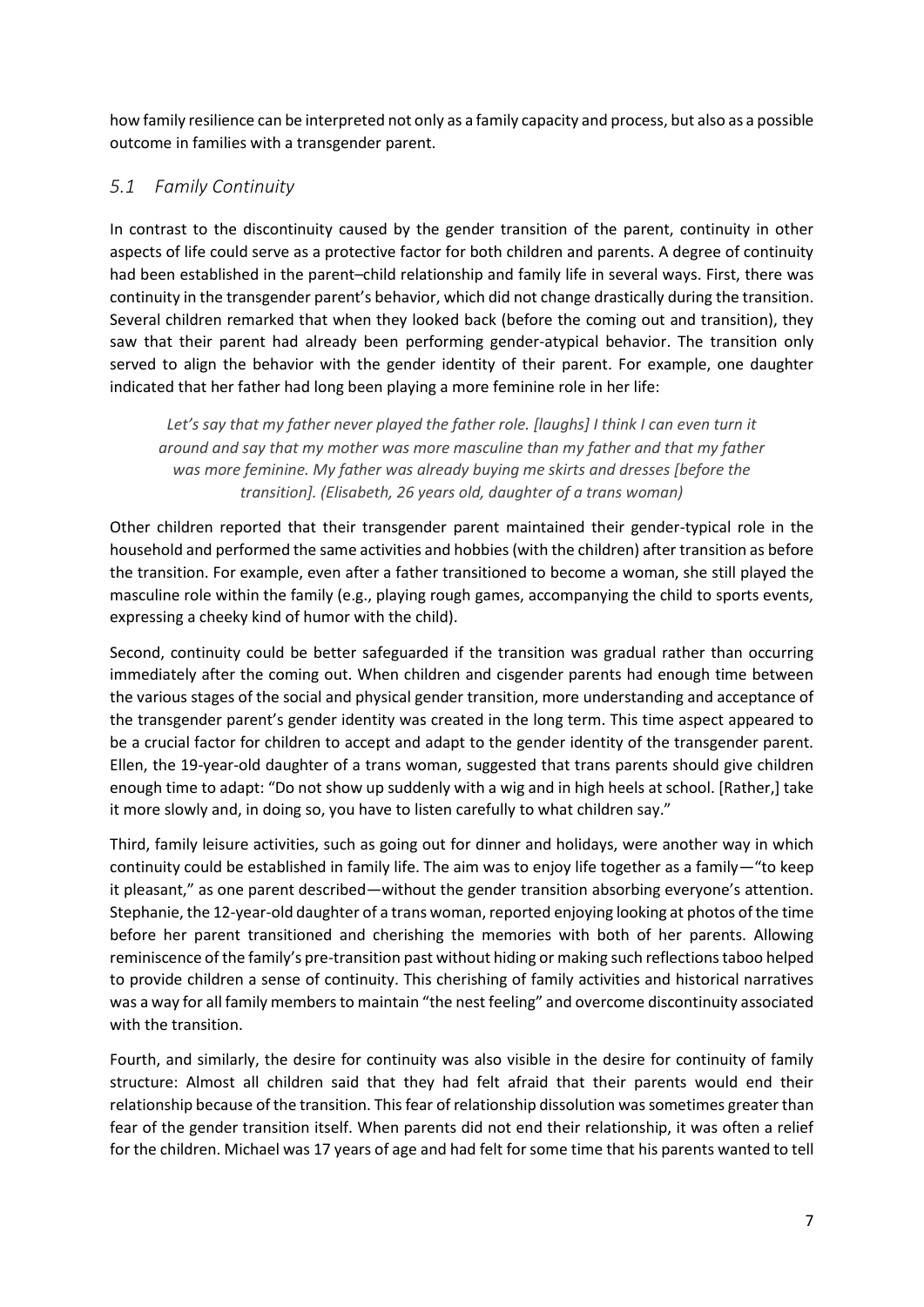how family resilience can be interpreted not only as a family capacity and process, but also as a possible outcome in families with a transgender parent.

## *5.1 Family Continuity*

In contrast to the discontinuity caused by the gender transition of the parent, continuity in other aspects of life could serve as a protective factor for both children and parents. A degree of continuity had been established in the parent–child relationship and family life in several ways. First, there was continuity in the transgender parent's behavior, which did not change drastically during the transition. Several children remarked that when they looked back (before the coming out and transition), they saw that their parent had already been performing gender-atypical behavior. The transition only served to align the behavior with the gender identity of their parent. For example, one daughter indicated that her father had long been playing a more feminine role in her life:

> *Let's say that my father never played the father role. [laughs] I think I can even turn it around and say that my mother was more masculine than my father and that my father was more feminine. My father was already buying me skirts and dresses [before the transition]. (Elisabeth, 26 years old, daughter of a trans woman)*

Other children reported that their transgender parent maintained their gender-typical role in the household and performed the same activities and hobbies (with the children) after transition as before the transition. For example, even after a father transitioned to become a woman, she still played the masculine role within the family (e.g., playing rough games, accompanying the child to sports events, expressing a cheeky kind of humor with the child).

Second, continuity could be better safeguarded if the transition was gradual rather than occurring immediately after the coming out. When children and cisgender parents had enough time between the various stages of the social and physical gender transition, more understanding and acceptance of the transgender parent's gender identity was created in the long term. This time aspect appeared to be a crucial factor for children to accept and adapt to the gender identity of the transgender parent. Ellen, the 19-year-old daughter of a trans woman, suggested that trans parents should give children enough time to adapt: "Do not show up suddenly with a wig and in high heels at school. [Rather,] take it more slowly and, in doing so, you have to listen carefully to what children say."

Third, family leisure activities, such as going out for dinner and holidays, were another way in which continuity could be established in family life. The aim was to enjoy life together as a family—"to keep it pleasant," as one parent described—without the gender transition absorbing everyone's attention. Stephanie, the 12-year-old daughter of a trans woman, reported enjoying looking at photos of the time before her parent transitioned and cherishing the memories with both of her parents. Allowing reminiscence of the family's pre-transition past without hiding or making such reflections taboo helped to provide children a sense of continuity. This cherishing of family activities and historical narratives was a way for all family members to maintain "the nest feeling" and overcome discontinuity associated with the transition.

Fourth, and similarly, the desire for continuity was also visible in the desire for continuity of family structure: Almost all children said that they had felt afraid that their parents would end their relationship because of the transition. This fear of relationship dissolution was sometimes greater than fear of the gender transition itself. When parents did not end their relationship, it was often a relief for the children. Michael was 17 years of age and had felt for some time that his parents wanted to tell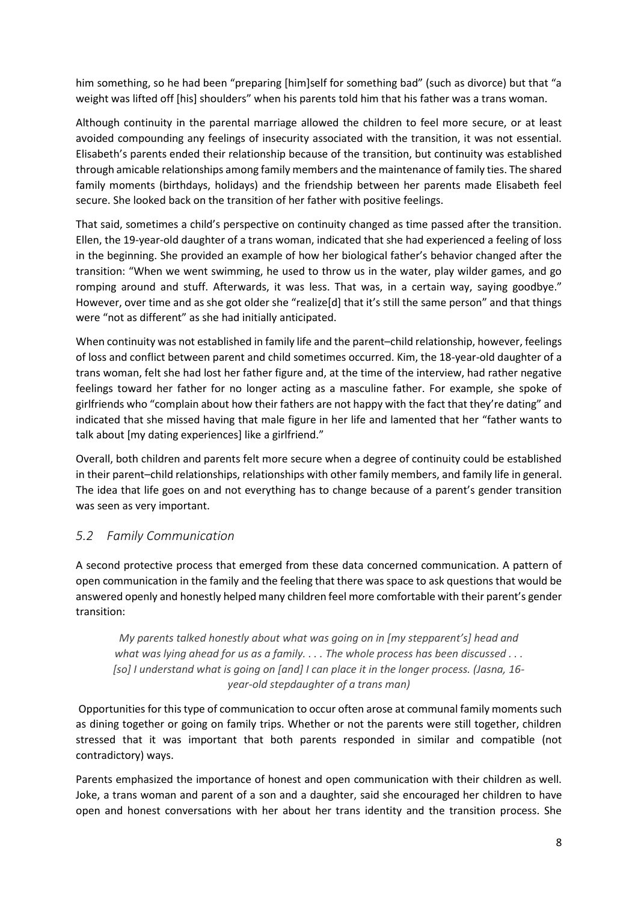him something, so he had been "preparing [him]self for something bad" (such as divorce) but that "a weight was lifted off [his] shoulders" when his parents told him that his father was a trans woman.

Although continuity in the parental marriage allowed the children to feel more secure, or at least avoided compounding any feelings of insecurity associated with the transition, it was not essential. Elisabeth's parents ended their relationship because of the transition, but continuity was established through amicable relationships among family members and the maintenance of family ties. The shared family moments (birthdays, holidays) and the friendship between her parents made Elisabeth feel secure. She looked back on the transition of her father with positive feelings.

That said, sometimes a child's perspective on continuity changed as time passed after the transition. Ellen, the 19-year-old daughter of a trans woman, indicated that she had experienced a feeling of loss in the beginning. She provided an example of how her biological father's behavior changed after the transition: "When we went swimming, he used to throw us in the water, play wilder games, and go romping around and stuff. Afterwards, it was less. That was, in a certain way, saying goodbye." However, over time and as she got older she "realize[d] that it's still the same person" and that things were "not as different" as she had initially anticipated.

When continuity was not established in family life and the parent–child relationship, however, feelings of loss and conflict between parent and child sometimes occurred. Kim, the 18-year-old daughter of a trans woman, felt she had lost her father figure and, at the time of the interview, had rather negative feelings toward her father for no longer acting as a masculine father. For example, she spoke of girlfriends who "complain about how their fathers are not happy with the fact that they're dating" and indicated that she missed having that male figure in her life and lamented that her "father wants to talk about [my dating experiences] like a girlfriend."

Overall, both children and parents felt more secure when a degree of continuity could be established in their parent–child relationships, relationships with other family members, and family life in general. The idea that life goes on and not everything has to change because of a parent's gender transition was seen as very important.

## *5.2 Family Communication*

A second protective process that emerged from these data concerned communication. A pattern of open communication in the family and the feeling that there was space to ask questions that would be answered openly and honestly helped many children feel more comfortable with their parent's gender transition:

> *My parents talked honestly about what was going on in [my stepparent's] head and what was lying ahead for us as a family. . . . The whole process has been discussed . . . [so] I understand what is going on [and] I can place it in the longer process. (Jasna, 16-year-old stepdaughter of a trans man)*

Opportunities for this type of communication to occur often arose at communal family moments such as dining together or going on family trips. Whether or not the parents were still together, children stressed that it was important that both parents responded in similar and compatible (not contradictory) ways.

Parents emphasized the importance of honest and open communication with their children as well. Joke, a trans woman and parent of a son and a daughter, said she encouraged her children to have open and honest conversations with her about her trans identity and the transition process. She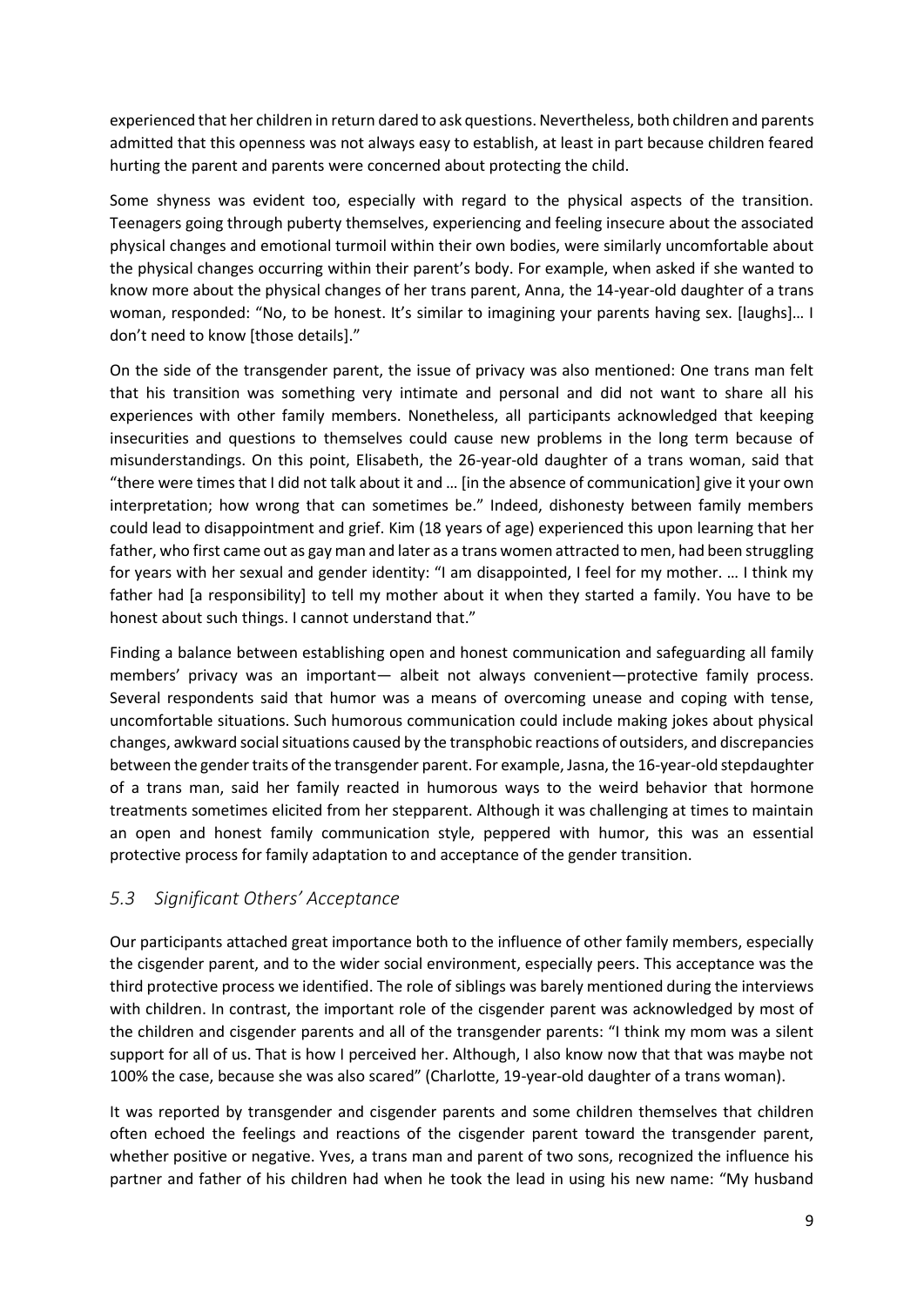experienced that her children in return dared to ask questions. Nevertheless, both children and parents admitted that this openness was not always easy to establish, at least in part because children feared hurting the parent and parents were concerned about protecting the child.

Some shyness was evident too, especially with regard to the physical aspects of the transition. Teenagers going through puberty themselves, experiencing and feeling insecure about the associated physical changes and emotional turmoil within their own bodies, were similarly uncomfortable about the physical changes occurring within their parent's body. For example, when asked if she wanted to know more about the physical changes of her trans parent, Anna, the 14-year-old daughter of a trans woman, responded: "No, to be honest. It's similar to imagining your parents having sex. [laughs]… I don't need to know [those details]."

On the side of the transgender parent, the issue of privacy was also mentioned: One trans man felt that his transition was something very intimate and personal and did not want to share all his experiences with other family members. Nonetheless, all participants acknowledged that keeping insecurities and questions to themselves could cause new problems in the long term because of misunderstandings. On this point, Elisabeth, the 26-year-old daughter of a trans woman, said that "there were times that I did not talk about it and … [in the absence of communication] give it your own interpretation; how wrong that can sometimes be." Indeed, dishonesty between family members could lead to disappointment and grief. Kim (18 years of age) experienced this upon learning that her father, who first came out as gay man and later as a trans women attracted to men, had been struggling for years with her sexual and gender identity: "I am disappointed, I feel for my mother. … I think my father had [a responsibility] to tell my mother about it when they started a family. You have to be honest about such things. I cannot understand that."

Finding a balance between establishing open and honest communication and safeguarding all family members' privacy was an important— albeit not always convenient—protective family process. Several respondents said that humor was a means of overcoming unease and coping with tense, uncomfortable situations. Such humorous communication could include making jokes about physical changes, awkward social situations caused by the transphobic reactions of outsiders, and discrepancies between the gender traits of the transgender parent. For example, Jasna, the 16-year-old stepdaughter of a trans man, said her family reacted in humorous ways to the weird behavior that hormone treatments sometimes elicited from her stepparent. Although it was challenging at times to maintain an open and honest family communication style, peppered with humor, this was an essential protective process for family adaptation to and acceptance of the gender transition.

## *5.3 Significant Others' Acceptance*

Our participants attached great importance both to the influence of other family members, especially the cisgender parent, and to the wider social environment, especially peers. This acceptance was the third protective process we identified. The role of siblings was barely mentioned during the interviews with children. In contrast, the important role of the cisgender parent was acknowledged by most of the children and cisgender parents and all of the transgender parents: "I think my mom was a silent support for all of us. That is how I perceived her. Although, I also know now that that was maybe not 100% the case, because she was also scared" (Charlotte, 19-year-old daughter of a trans woman).

It was reported by transgender and cisgender parents and some children themselves that children often echoed the feelings and reactions of the cisgender parent toward the transgender parent, whether positive or negative. Yves, a trans man and parent of two sons, recognized the influence his partner and father of his children had when he took the lead in using his new name: "My husband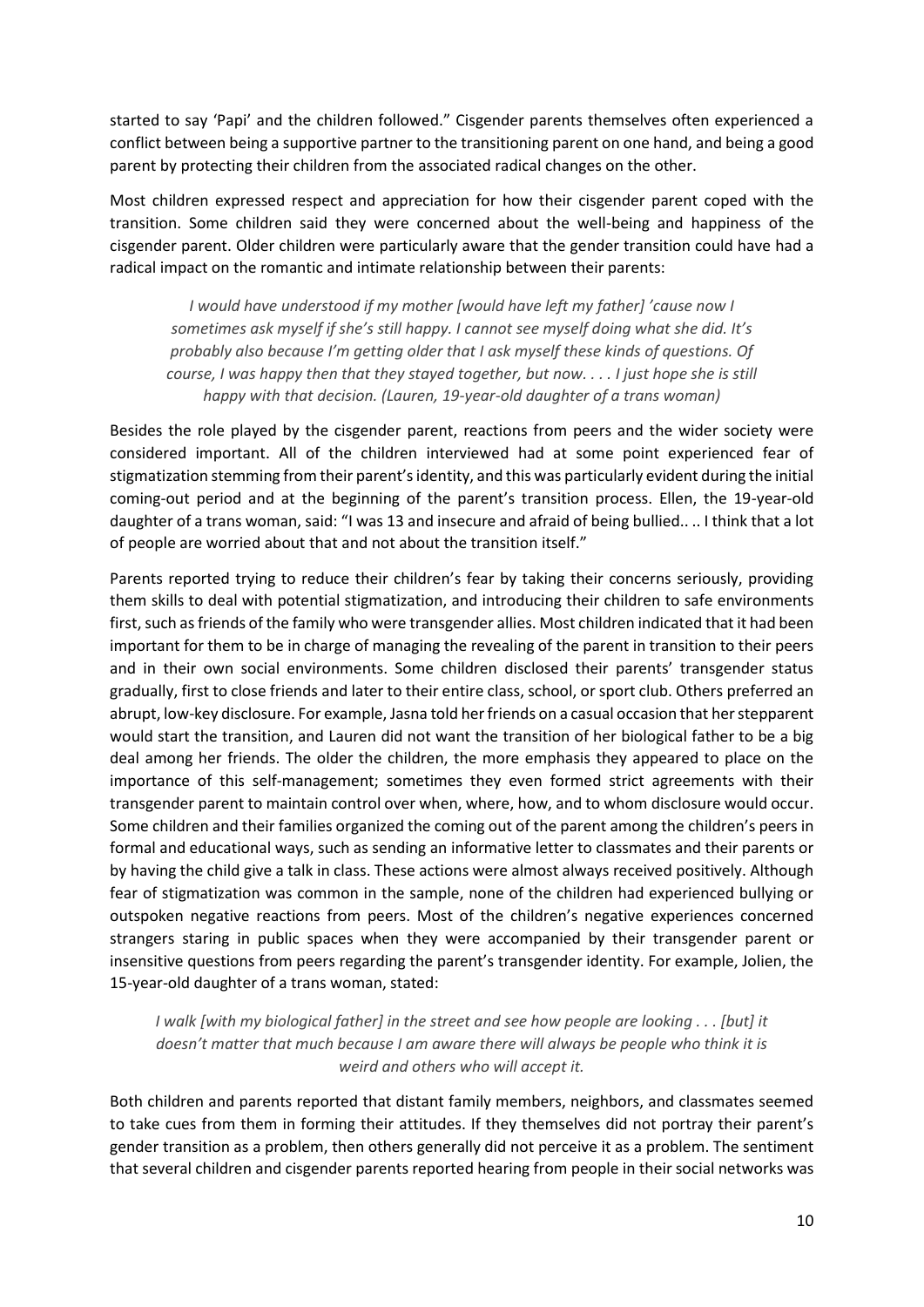started to say 'Papi' and the children followed." Cisgender parents themselves often experienced a conflict between being a supportive partner to the transitioning parent on one hand, and being a good parent by protecting their children from the associated radical changes on the other.

Most children expressed respect and appreciation for how their cisgender parent coped with the transition. Some children said they were concerned about the well-being and happiness of the cisgender parent. Older children were particularly aware that the gender transition could have had a radical impact on the romantic and intimate relationship between their parents:

> *I would have understood if my mother [would have left my father] 'cause now I sometimes ask myself if she's still happy. I cannot see myself doing what she did. It's probably also because I'm getting older that I ask myself these kinds of questions. Of course, I was happy then that they stayed together, but now. . . . I just hope she is still happy with that decision. (Lauren, 19-year-old daughter of a trans woman)*

Besides the role played by the cisgender parent, reactions from peers and the wider society were considered important. All of the children interviewed had at some point experienced fear of stigmatization stemming from their parent's identity, and this was particularly evident during the initial coming-out period and at the beginning of the parent's transition process. Ellen, the 19-year-old daughter of a trans woman, said: "I was 13 and insecure and afraid of being bullied.. .. I think that a lot of people are worried about that and not about the transition itself."

Parents reported trying to reduce their children's fear by taking their concerns seriously, providing them skills to deal with potential stigmatization, and introducing their children to safe environments first, such as friends of the family who were transgender allies. Most children indicated that it had been important for them to be in charge of managing the revealing of the parent in transition to their peers and in their own social environments. Some children disclosed their parents' transgender status gradually, first to close friends and later to their entire class, school, or sport club. Others preferred an abrupt, low-key disclosure. For example, Jasna told her friends on a casual occasion that her stepparent would start the transition, and Lauren did not want the transition of her biological father to be a big deal among her friends. The older the children, the more emphasis they appeared to place on the importance of this self-management; sometimes they even formed strict agreements with their transgender parent to maintain control over when, where, how, and to whom disclosure would occur. Some children and their families organized the coming out of the parent among the children's peers in formal and educational ways, such as sending an informative letter to classmates and their parents or by having the child give a talk in class. These actions were almost always received positively. Although fear of stigmatization was common in the sample, none of the children had experienced bullying or outspoken negative reactions from peers. Most of the children's negative experiences concerned strangers staring in public spaces when they were accompanied by their transgender parent or insensitive questions from peers regarding the parent's transgender identity. For example, Jolien, the 15-year-old daughter of a trans woman, stated:

> *I walk [with my biological father] in the street and see how people are looking . . . [but] it doesn't matter that much because I am aware there will always be people who think it is weird and others who will accept it.*

Both children and parents reported that distant family members, neighbors, and classmates seemed to take cues from them in forming their attitudes. If they themselves did not portray their parent's gender transition as a problem, then others generally did not perceive it as a problem. The sentiment that several children and cisgender parents reported hearing from people in their social networks was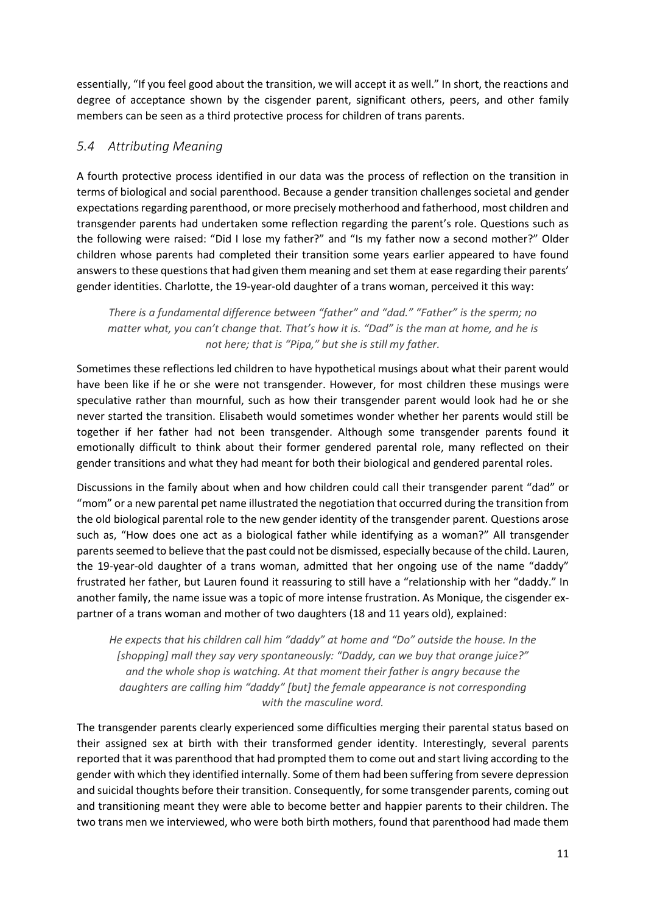essentially, "If you feel good about the transition, we will accept it as well." In short, the reactions and degree of acceptance shown by the cisgender parent, significant others, peers, and other family members can be seen as a third protective process for children of trans parents.

## *5.4 Attributing Meaning*

A fourth protective process identified in our data was the process of reflection on the transition in terms of biological and social parenthood. Because a gender transition challenges societal and gender expectations regarding parenthood, or more precisely motherhood and fatherhood, most children and transgender parents had undertaken some reflection regarding the parent's role. Questions such as the following were raised: "Did I lose my father?" and "Is my father now a second mother?" Older children whose parents had completed their transition some years earlier appeared to have found answers to these questions that had given them meaning and set them at ease regarding their parents' gender identities. Charlotte, the 19-year-old daughter of a trans woman, perceived it this way:

> *There is a fundamental difference between "father" and "dad." "Father" is the sperm; no matter what, you can't change that. That's how it is. "Dad" is the man at home, and he is not here; that is "Pipa," but she is still my father.*

Sometimes these reflections led children to have hypothetical musings about what their parent would have been like if he or she were not transgender. However, for most children these musings were speculative rather than mournful, such as how their transgender parent would look had he or she never started the transition. Elisabeth would sometimes wonder whether her parents would still be together if her father had not been transgender. Although some transgender parents found it emotionally difficult to think about their former gendered parental role, many reflected on their gender transitions and what they had meant for both their biological and gendered parental roles.

Discussions in the family about when and how children could call their transgender parent "dad" or "mom" or a new parental pet name illustrated the negotiation that occurred during the transition from the old biological parental role to the new gender identity of the transgender parent. Questions arose such as, "How does one act as a biological father while identifying as a woman?" All transgender parents seemed to believe that the past could not be dismissed, especially because of the child. Lauren, the 19-year-old daughter of a trans woman, admitted that her ongoing use of the name "daddy" frustrated her father, but Lauren found it reassuring to still have a "relationship with her "daddy." In another family, the name issue was a topic of more intense frustration. As Monique, the cisgender ex-partner of a trans woman and mother of two daughters (18 and 11 years old), explained:

> *He expects that his children call him "daddy" at home and "Do" outside the house. In the [shopping] mall they say very spontaneously: "Daddy, can we buy that orange juice?" and the whole shop is watching. At that moment their father is angry because the daughters are calling him "daddy" [but] the female appearance is not corresponding with the masculine word.*

The transgender parents clearly experienced some difficulties merging their parental status based on their assigned sex at birth with their transformed gender identity. Interestingly, several parents reported that it was parenthood that had prompted them to come out and start living according to the gender with which they identified internally. Some of them had been suffering from severe depression and suicidal thoughts before their transition. Consequently, for some transgender parents, coming out and transitioning meant they were able to become better and happier parents to their children. The two trans men we interviewed, who were both birth mothers, found that parenthood had made them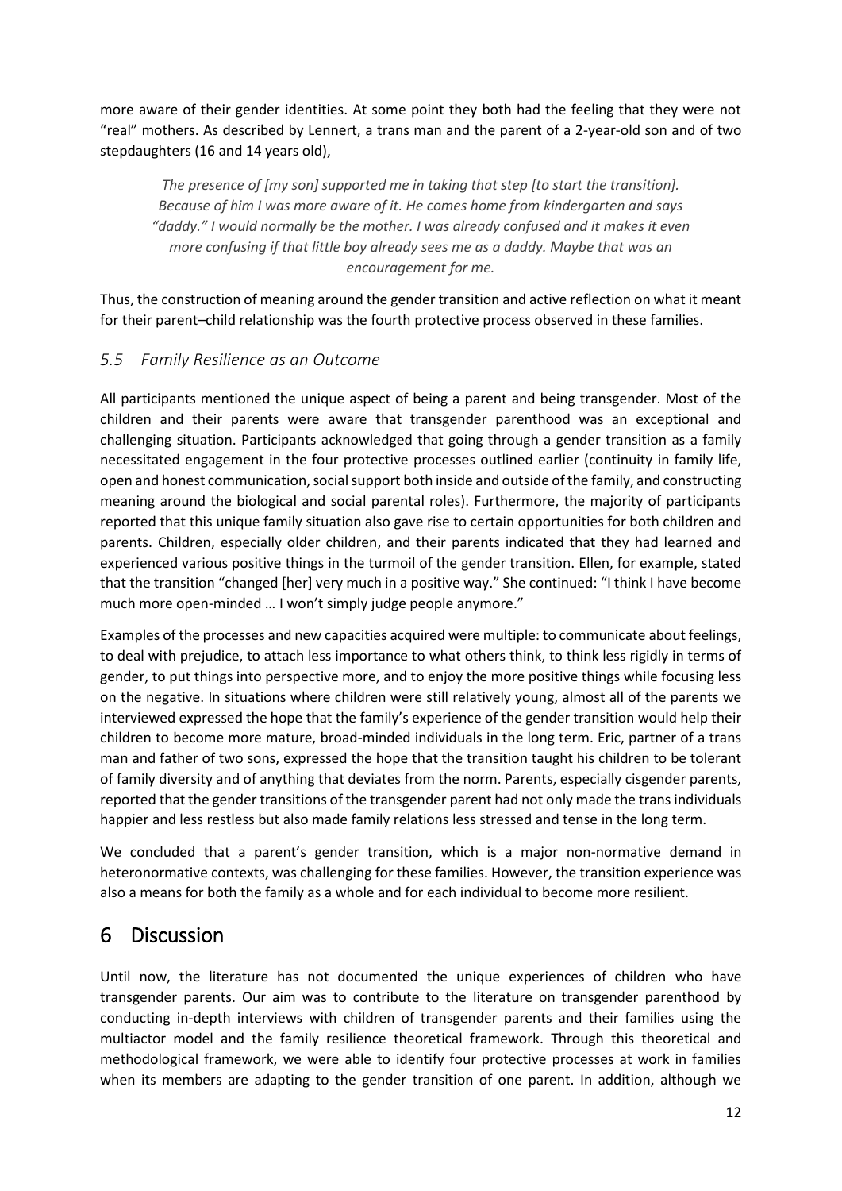more aware of their gender identities. At some point they both had the feeling that they were not "real" mothers. As described by Lennert, a trans man and the parent of a 2-year-old son and of two stepdaughters (16 and 14 years old),

> *The presence of [my son] supported me in taking that step [to start the transition]. Because of him I was more aware of it. He comes home from kindergarten and says "daddy." I would normally be the mother. I was already confused and it makes it even more confusing if that little boy already sees me as a daddy. Maybe that was an encouragement for me.*

Thus, the construction of meaning around the gender transition and active reflection on what it meant for their parent–child relationship was the fourth protective process observed in these families.

### *5.5 Family Resilience as an Outcome*

All participants mentioned the unique aspect of being a parent and being transgender. Most of the children and their parents were aware that transgender parenthood was an exceptional and challenging situation. Participants acknowledged that going through a gender transition as a family necessitated engagement in the four protective processes outlined earlier (continuity in family life, open and honest communication, social support both inside and outside of the family, and constructing meaning around the biological and social parental roles). Furthermore, the majority of participants reported that this unique family situation also gave rise to certain opportunities for both children and parents. Children, especially older children, and their parents indicated that they had learned and experienced various positive things in the turmoil of the gender transition. Ellen, for example, stated that the transition "changed [her] very much in a positive way." She continued: "I think I have become much more open-minded … I won't simply judge people anymore."

Examples of the processes and new capacities acquired were multiple: to communicate about feelings, to deal with prejudice, to attach less importance to what others think, to think less rigidly in terms of gender, to put things into perspective more, and to enjoy the more positive things while focusing less on the negative. In situations where children were still relatively young, almost all of the parents we interviewed expressed the hope that the family's experience of the gender transition would help their children to become more mature, broad-minded individuals in the long term. Eric, partner of a trans man and father of two sons, expressed the hope that the transition taught his children to be tolerant of family diversity and of anything that deviates from the norm. Parents, especially cisgender parents, reported that the gender transitions of the transgender parent had not only made the trans individuals happier and less restless but also made family relations less stressed and tense in the long term.

We concluded that a parent's gender transition, which is a major non-normative demand in heteronormative contexts, was challenging for these families. However, the transition experience was also a means for both the family as a whole and for each individual to become more resilient.

## 6 Discussion

Until now, the literature has not documented the unique experiences of children who have transgender parents. Our aim was to contribute to the literature on transgender parenthood by conducting in-depth interviews with children of transgender parents and their families using the multiactor model and the family resilience theoretical framework. Through this theoretical and methodological framework, we were able to identify four protective processes at work in families when its members are adapting to the gender transition of one parent. In addition, although we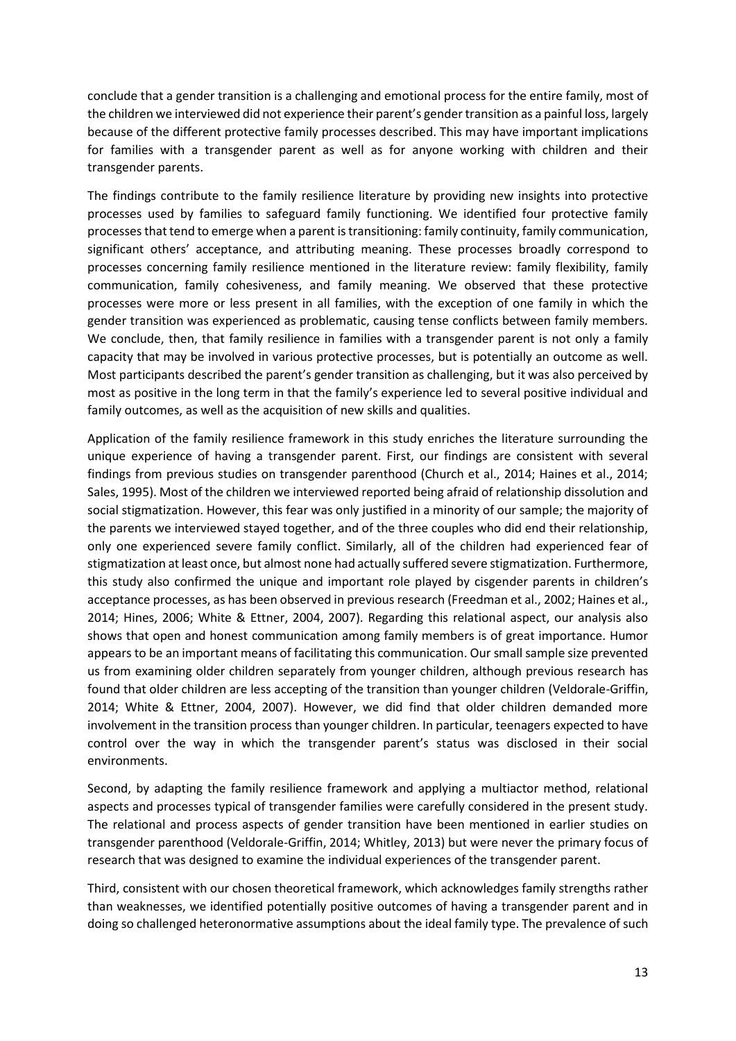conclude that a gender transition is a challenging and emotional process for the entire family, most of the children we interviewed did not experience their parent's gender transition as a painful loss, largely because of the different protective family processes described. This may have important implications for families with a transgender parent as well as for anyone working with children and their transgender parents.

The findings contribute to the family resilience literature by providing new insights into protective processes used by families to safeguard family functioning. We identified four protective family processes that tend to emerge when a parent is transitioning: family continuity, family communication, significant others' acceptance, and attributing meaning. These processes broadly correspond to processes concerning family resilience mentioned in the literature review: family flexibility, family communication, family cohesiveness, and family meaning. We observed that these protective processes were more or less present in all families, with the exception of one family in which the gender transition was experienced as problematic, causing tense conflicts between family members. We conclude, then, that family resilience in families with a transgender parent is not only a family capacity that may be involved in various protective processes, but is potentially an outcome as well. Most participants described the parent's gender transition as challenging, but it was also perceived by most as positive in the long term in that the family's experience led to several positive individual and family outcomes, as well as the acquisition of new skills and qualities.

Application of the family resilience framework in this study enriches the literature surrounding the unique experience of having a transgender parent. First, our findings are consistent with several findings from previous studies on transgender parenthood (Church et al., 2014; Haines et al., 2014; Sales, 1995). Most of the children we interviewed reported being afraid of relationship dissolution and social stigmatization. However, this fear was only justified in a minority of our sample; the majority of the parents we interviewed stayed together, and of the three couples who did end their relationship, only one experienced severe family conflict. Similarly, all of the children had experienced fear of stigmatization at least once, but almost none had actually suffered severe stigmatization. Furthermore, this study also confirmed the unique and important role played by cisgender parents in children's acceptance processes, as has been observed in previous research (Freedman et al., 2002; Haines et al., 2014; Hines, 2006; White & Ettner, 2004, 2007). Regarding this relational aspect, our analysis also shows that open and honest communication among family members is of great importance. Humor appears to be an important means of facilitating this communication. Our small sample size prevented us from examining older children separately from younger children, although previous research has found that older children are less accepting of the transition than younger children (Veldorale-Griffin, 2014; White & Ettner, 2004, 2007). However, we did find that older children demanded more involvement in the transition process than younger children. In particular, teenagers expected to have control over the way in which the transgender parent's status was disclosed in their social environments.

Second, by adapting the family resilience framework and applying a multiactor method, relational aspects and processes typical of transgender families were carefully considered in the present study. The relational and process aspects of gender transition have been mentioned in earlier studies on transgender parenthood (Veldorale-Griffin, 2014; Whitley, 2013) but were never the primary focus of research that was designed to examine the individual experiences of the transgender parent.

Third, consistent with our chosen theoretical framework, which acknowledges family strengths rather than weaknesses, we identified potentially positive outcomes of having a transgender parent and in doing so challenged heteronormative assumptions about the ideal family type. The prevalence of such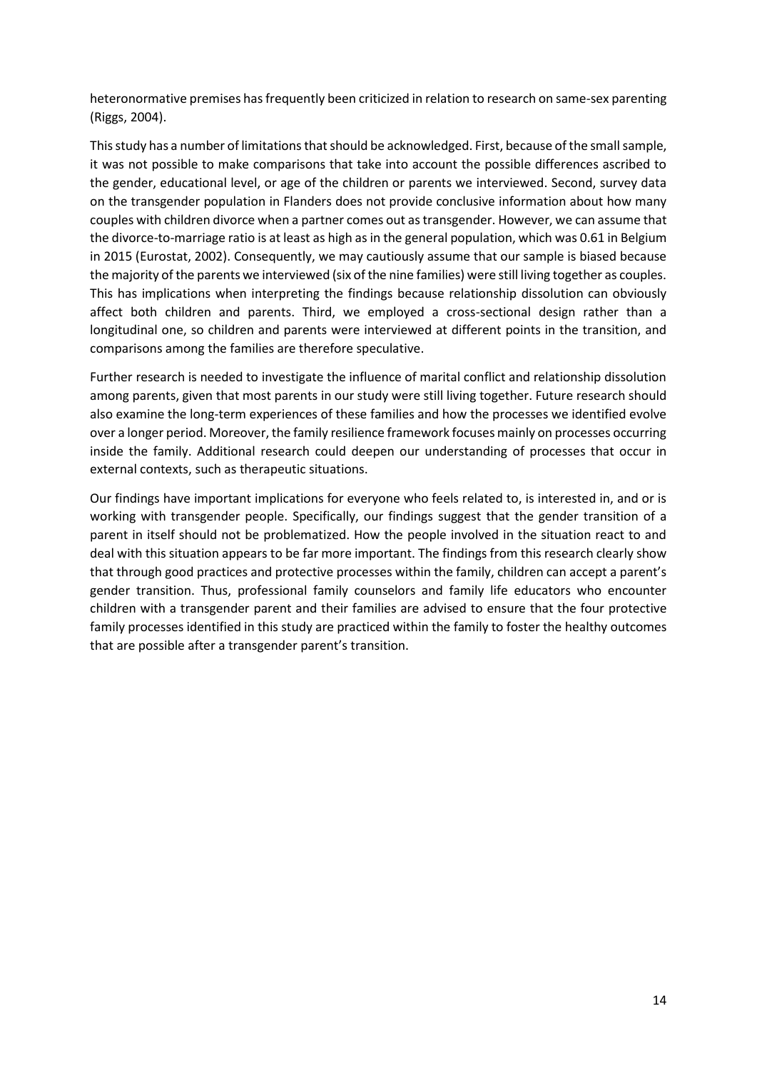heteronormative premises has frequently been criticized in relation to research on same-sex parenting (Riggs, 2004).

This study has a number of limitations that should be acknowledged. First, because of the small sample, it was not possible to make comparisons that take into account the possible differences ascribed to the gender, educational level, or age of the children or parents we interviewed. Second, survey data on the transgender population in Flanders does not provide conclusive information about how many couples with children divorce when a partner comes out as transgender. However, we can assume that the divorce-to-marriage ratio is at least as high as in the general population, which was 0.61 in Belgium in 2015 (Eurostat, 2002). Consequently, we may cautiously assume that our sample is biased because the majority of the parents we interviewed (six of the nine families) were still living together as couples. This has implications when interpreting the findings because relationship dissolution can obviously affect both children and parents. Third, we employed a cross-sectional design rather than a longitudinal one, so children and parents were interviewed at different points in the transition, and comparisons among the families are therefore speculative.

Further research is needed to investigate the influence of marital conflict and relationship dissolution among parents, given that most parents in our study were still living together. Future research should also examine the long-term experiences of these families and how the processes we identified evolve over a longer period. Moreover, the family resilience framework focuses mainly on processes occurring inside the family. Additional research could deepen our understanding of processes that occur in external contexts, such as therapeutic situations.

Our findings have important implications for everyone who feels related to, is interested in, and or is working with transgender people. Specifically, our findings suggest that the gender transition of a parent in itself should not be problematized. How the people involved in the situation react to and deal with this situation appears to be far more important. The findings from this research clearly show that through good practices and protective processes within the family, children can accept a parent's gender transition. Thus, professional family counselors and family life educators who encounter children with a transgender parent and their families are advised to ensure that the four protective family processes identified in this study are practiced within the family to foster the healthy outcomes that are possible after a transgender parent's transition.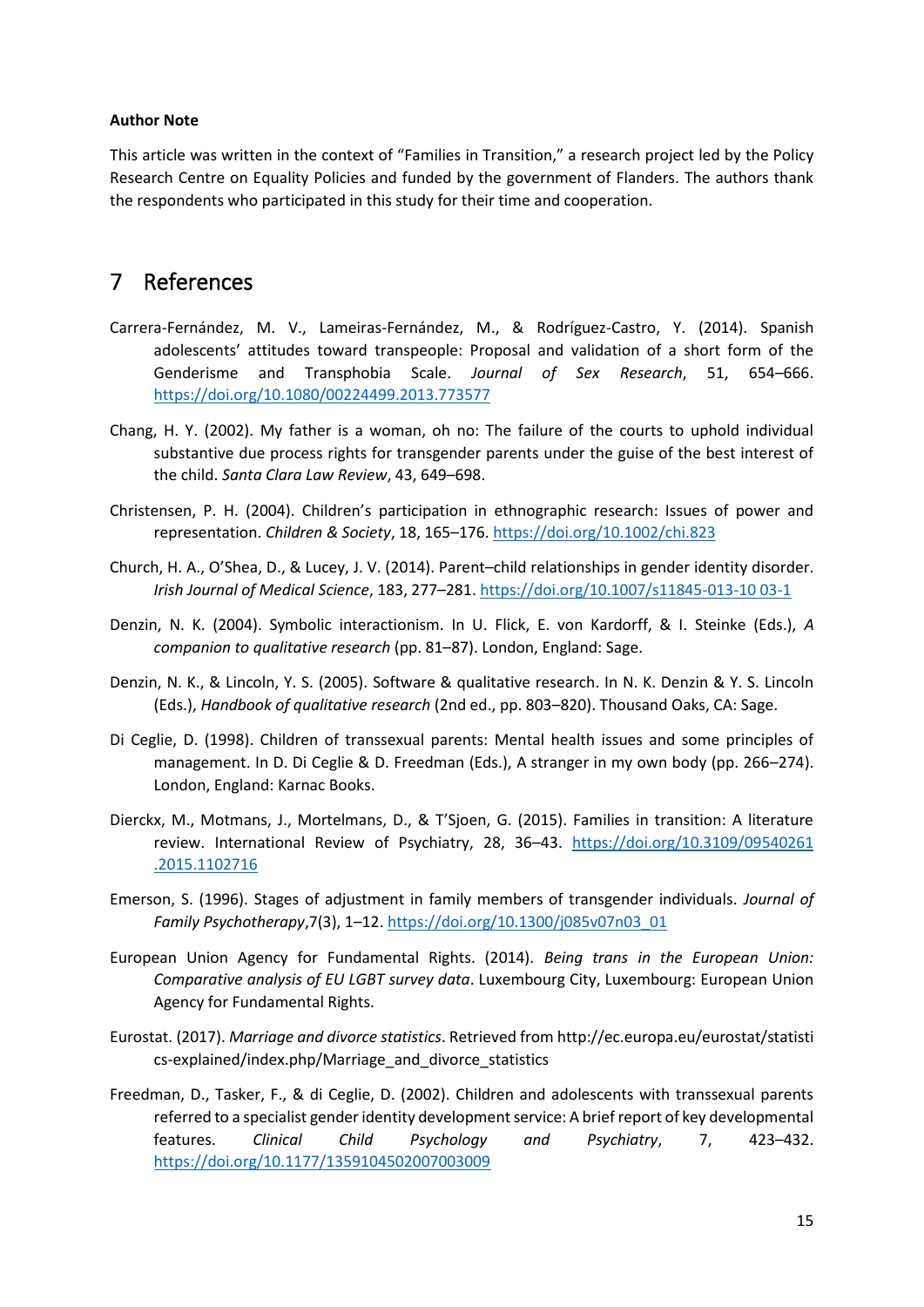**Author Note**

This article was written in the context of "Families in Transition," a research project led by the Policy Research Centre on Equality Policies and funded by the government of Flanders. The authors thank the respondents who participated in this study for their time and cooperation.

# 7 References

Carrera-Fernández, M. V., Lameiras-Fernández, M., & Rodríguez-Castro, Y. (2014). Spanish adolescents' attitudes toward transpeople: Proposal and validation of a short form of the Genderisme and Transphobia Scale. *Journal of Sex Research*, 51, 654–666. https://doi.org/10.1080/00224499.2013.773577

Chang, H. Y. (2002). My father is a woman, oh no: The failure of the courts to uphold individual substantive due process rights for transgender parents under the guise of the best interest of the child. *Santa Clara Law Review*, 43, 649–698.

Christensen, P. H. (2004). Children's participation in ethnographic research: Issues of power and representation. *Children & Society*, 18, 165–176. https://doi.org/10.1002/chi.823

Church, H. A., O'Shea, D., & Lucey, J. V. (2014). Parent–child relationships in gender identity disorder. *Irish Journal of Medical Science*, 183, 277–281. https://doi.org/10.1007/s11845-013-10 03-1

Denzin, N. K. (2004). Symbolic interactionism. In U. Flick, E. von Kardorff, & I. Steinke (Eds.), *A companion to qualitative research* (pp. 81–87). London, England: Sage.

Denzin, N. K., & Lincoln, Y. S. (2005). Software & qualitative research. In N. K. Denzin & Y. S. Lincoln (Eds.), *Handbook of qualitative research* (2nd ed., pp. 803–820). Thousand Oaks, CA: Sage.

Di Ceglie, D. (1998). Children of transsexual parents: Mental health issues and some principles of management. In D. Di Ceglie & D. Freedman (Eds.), A stranger in my own body (pp. 266–274). London, England: Karnac Books.

Dierckx, M., Motmans, J., Mortelmans, D., & T'Sjoen, G. (2015). Families in transition: A literature review. International Review of Psychiatry, 28, 36–43. https://doi.org/10.3109/09540261 .2015.1102716

Emerson, S. (1996). Stages of adjustment in family members of transgender individuals. *Journal of Family Psychotherapy*,7(3), 1–12. https://doi.org/10.1300/j085v07n03_01

European Union Agency for Fundamental Rights. (2014). *Being trans in the European Union: Comparative analysis of EU LGBT survey data*. Luxembourg City, Luxembourg: European Union Agency for Fundamental Rights.

Eurostat. (2017). *Marriage and divorce statistics*. Retrieved from http://ec.europa.eu/eurostat/statistics-explained/index.php/Marriage_and_divorce_statistics

Freedman, D., Tasker, F., & di Ceglie, D. (2002). Children and adolescents with transsexual parents referred to a specialist gender identity development service: A brief report of key developmental features. *Clinical Child Psychology and Psychiatry*, 7, 423–432. https://doi.org/10.1177/1359104502007003009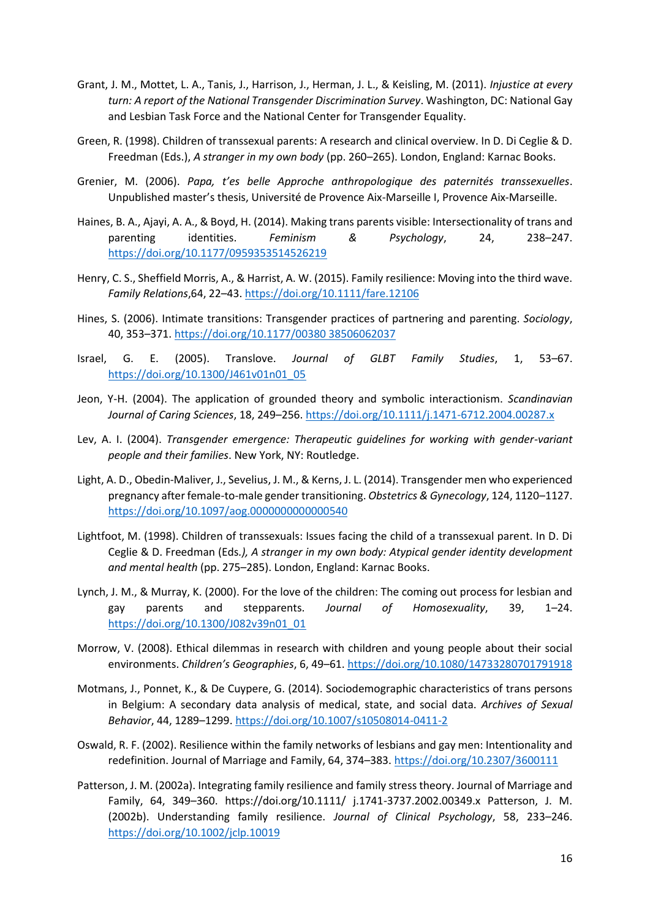Grant, J. M., Mottet, L. A., Tanis, J., Harrison, J., Herman, J. L., & Keisling, M. (2011). *Injustice at every turn: A report of the National Transgender Discrimination Survey*. Washington, DC: National Gay and Lesbian Task Force and the National Center for Transgender Equality.

Green, R. (1998). Children of transsexual parents: A research and clinical overview. In D. Di Ceglie & D. Freedman (Eds.), *A stranger in my own body* (pp. 260–265). London, England: Karnac Books.

Grenier, M. (2006). *Papa, t'es belle Approche anthropologique des paternités transsexuelles*. Unpublished master's thesis, Université de Provence Aix-Marseille I, Provence Aix-Marseille.

Haines, B. A., Ajayi, A. A., & Boyd, H. (2014). Making trans parents visible: Intersectionality of trans and parenting identities. *Feminism & Psychology*, 24, 238–247. https://doi.org/10.1177/0959353514526219

Henry, C. S., Sheffield Morris, A., & Harrist, A. W. (2015). Family resilience: Moving into the third wave. *Family Relations*,64, 22–43. https://doi.org/10.1111/fare.12106

Hines, S. (2006). Intimate transitions: Transgender practices of partnering and parenting. *Sociology*, 40, 353–371. https://doi.org/10.1177/00380 38506062037

Israel, G. E. (2005). Translove. *Journal of GLBT Family Studies*, 1, 53–67. https://doi.org/10.1300/J461v01n01_05

Jeon, Y-H. (2004). The application of grounded theory and symbolic interactionism. *Scandinavian Journal of Caring Sciences*, 18, 249–256. https://doi.org/10.1111/j.1471-6712.2004.00287.x

Lev, A. I. (2004). *Transgender emergence: Therapeutic guidelines for working with gender-variant people and their families*. New York, NY: Routledge.

Light, A. D., Obedin-Maliver, J., Sevelius, J. M., & Kerns, J. L. (2014). Transgender men who experienced pregnancy after female-to-male gender transitioning. *Obstetrics & Gynecology*, 124, 1120–1127. https://doi.org/10.1097/aog.0000000000000540

Lightfoot, M. (1998). Children of transsexuals: Issues facing the child of a transsexual parent. In D. Di Ceglie & D. Freedman (Eds.*), A stranger in my own body: Atypical gender identity development and mental health* (pp. 275–285). London, England: Karnac Books.

Lynch, J. M., & Murray, K. (2000). For the love of the children: The coming out process for lesbian and gay parents and stepparents. *Journal of Homosexuality*, 39, 1–24. https://doi.org/10.1300/J082v39n01_01

Morrow, V. (2008). Ethical dilemmas in research with children and young people about their social environments. *Children's Geographies*, 6, 49–61. https://doi.org/10.1080/14733280701791918

Motmans, J., Ponnet, K., & De Cuypere, G. (2014). Sociodemographic characteristics of trans persons in Belgium: A secondary data analysis of medical, state, and social data. *Archives of Sexual Behavior*, 44, 1289–1299. https://doi.org/10.1007/s10508014-0411-2

Oswald, R. F. (2002). Resilience within the family networks of lesbians and gay men: Intentionality and redefinition. Journal of Marriage and Family, 64, 374–383. https://doi.org/10.2307/3600111

Patterson, J. M. (2002a). Integrating family resilience and family stress theory. Journal of Marriage and Family, 64, 349–360. https://doi.org/10.1111/ j.1741-3737.2002.00349.x Patterson, J. M. (2002b). Understanding family resilience. *Journal of Clinical Psychology*, 58, 233–246. https://doi.org/10.1002/jclp.10019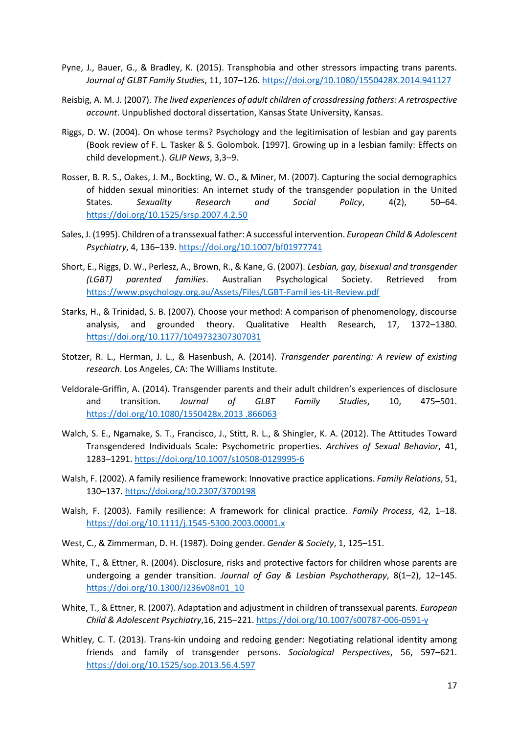Pyne, J., Bauer, G., & Bradley, K. (2015). Transphobia and other stressors impacting trans parents. *Journal of GLBT Family Studies*, 11, 107–126. https://doi.org/10.1080/1550428X.2014.941127

Reisbig, A. M. J. (2007). *The lived experiences of adult children of crossdressing fathers: A retrospective account*. Unpublished doctoral dissertation, Kansas State University, Kansas.

Riggs, D. W. (2004). On whose terms? Psychology and the legitimisation of lesbian and gay parents (Book review of F. L. Tasker & S. Golombok. [1997]. Growing up in a lesbian family: Effects on child development.). *GLIP News*, 3,3–9.

Rosser, B. R. S., Oakes, J. M., Bockting, W. O., & Miner, M. (2007). Capturing the social demographics of hidden sexual minorities: An internet study of the transgender population in the United States. *Sexuality Research and Social Policy*, 4(2), 50–64. https://doi.org/10.1525/srsp.2007.4.2.50

Sales, J. (1995). Children of a transsexual father: A successful intervention. *European Child & Adolescent Psychiatry*, 4, 136–139. https://doi.org/10.1007/bf01977741

Short, E., Riggs, D. W., Perlesz, A., Brown, R., & Kane, G. (2007). *Lesbian, gay, bisexual and transgender (LGBT) parented families*. Australian Psychological Society. Retrieved from https://www.psychology.org.au/Assets/Files/LGBT-Famil ies-Lit-Review.pdf

Starks, H., & Trinidad, S. B. (2007). Choose your method: A comparison of phenomenology, discourse analysis, and grounded theory. Qualitative Health Research, 17, 1372–1380. https://doi.org/10.1177/1049732307307031

Stotzer, R. L., Herman, J. L., & Hasenbush, A. (2014). *Transgender parenting: A review of existing research*. Los Angeles, CA: The Williams Institute.

Veldorale-Griffin, A. (2014). Transgender parents and their adult children's experiences of disclosure and transition. *Journal of GLBT Family Studies*, 10, 475–501. https://doi.org/10.1080/1550428x.2013 .866063

Walch, S. E., Ngamake, S. T., Francisco, J., Stitt, R. L., & Shingler, K. A. (2012). The Attitudes Toward Transgendered Individuals Scale: Psychometric properties. *Archives of Sexual Behavior*, 41, 1283–1291. https://doi.org/10.1007/s10508-0129995-6

Walsh, F. (2002). A family resilience framework: Innovative practice applications. *Family Relations*, 51, 130–137. https://doi.org/10.2307/3700198

Walsh, F. (2003). Family resilience: A framework for clinical practice. *Family Process*, 42, 1–18. https://doi.org/10.1111/j.1545-5300.2003.00001.x

West, C., & Zimmerman, D. H. (1987). Doing gender. *Gender & Society*, 1, 125–151.

White, T., & Ettner, R. (2004). Disclosure, risks and protective factors for children whose parents are undergoing a gender transition. *Journal of Gay & Lesbian Psychotherapy*, 8(1–2), 12–145. https://doi.org/10.1300/J236v08n01_10

White, T., & Ettner, R. (2007). Adaptation and adjustment in children of transsexual parents. *European Child & Adolescent Psychiatry*,16, 215–221. https://doi.org/10.1007/s00787-006-0591-y

Whitley, C. T. (2013). Trans-kin undoing and redoing gender: Negotiating relational identity among friends and family of transgender persons. *Sociological Perspectives*, 56, 597–621. https://doi.org/10.1525/sop.2013.56.4.597